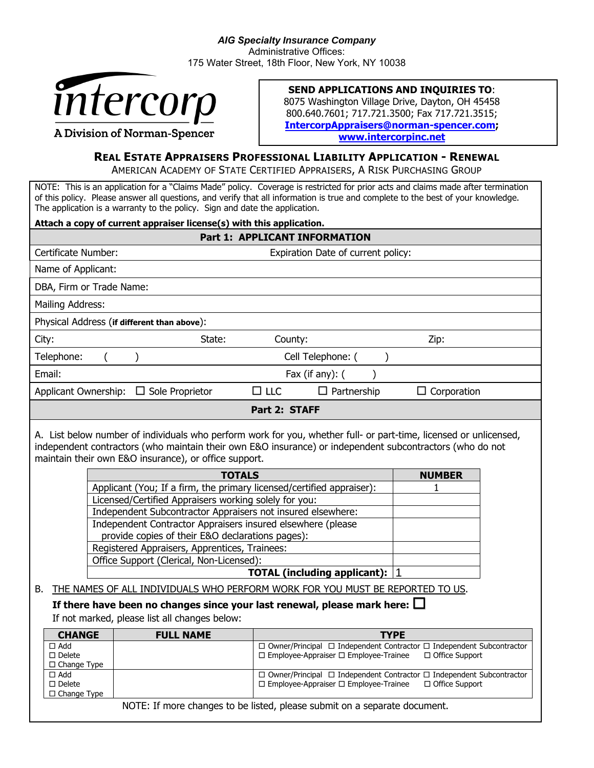*AIG Specialty Insurance Company*
Administrative Offices:
175 Water Street, 18th Floor, New York, NY 10038

intercorp
A Division of Norman-Spencer

**SEND APPLICATIONS AND INQUIRIES TO**:
8075 Washington Village Drive, Dayton, OH 45458
800.640.7601; 717.721.3500; Fax 717.721.3515;
**IntercorpAppraisers@norman-spencer.com**;
**www.intercorpinc.net**

## REAL ESTATE APPRAISERS PROFESSIONAL LIABILITY APPLICATION - RENEWAL

AMERICAN ACADEMY OF STATE CERTIFIED APPRAISERS, A RISK PURCHASING GROUP

NOTE: This is an application for a "Claims Made" policy. Coverage is restricted for prior acts and claims made after termination of this policy. Please answer all questions, and verify that all information is true and complete to the best of your knowledge. The application is a warranty to the policy. Sign and date the application.

**Attach a copy of current appraiser license(s) with this application.**

### Part 1: APPLICANT INFORMATION

Certificate Number: Expiration Date of current policy:

Name of Applicant:

DBA, Firm or Trade Name:

Mailing Address:

Physical Address (**if different than above**):

City: State: County: Zip:

Telephone: ( ) Cell Telephone: ( )

Email: Fax (if any): ( )

Applicant Ownership: ☐ Sole Proprietor ☐ LLC ☐ Partnership ☐ Corporation

### Part 2: STAFF

A. List below number of individuals who perform work for you, whether full- or part-time, licensed or unlicensed, independent contractors (who maintain their own E&O insurance) or independent subcontractors (who do not maintain their own E&O insurance), or office support.

| TOTALS | NUMBER |
|---|---|
| Applicant (You; If a firm, the primary licensed/certified appraiser): | 1 |
| Licensed/Certified Appraisers working solely for you: | |
| Independent Subcontractor Appraisers not insured elsewhere: | |
| Independent Contractor Appraisers insured elsewhere (please provide copies of their E&O declarations pages): | |
| Registered Appraisers, Apprentices, Trainees: | |
| Office Support (Clerical, Non-Licensed): | |
| **TOTAL (including applicant):** | 1 |

B. THE NAMES OF ALL INDIVIDUALS WHO PERFORM WORK FOR YOU MUST BE REPORTED TO US.

**If there have been no changes since your last renewal, please mark here:** ☐

If not marked, please list all changes below:

| CHANGE | FULL NAME | TYPE |
|---|---|---|
| ☐ Add ☐ Delete ☐ Change Type | | ☐ Owner/Principal ☐ Independent Contractor ☐ Independent Subcontractor ☐ Employee-Appraiser ☐ Employee-Trainee ☐ Office Support |
| ☐ Add ☐ Delete ☐ Change Type | | ☐ Owner/Principal ☐ Independent Contractor ☐ Independent Subcontractor ☐ Employee-Appraiser ☐ Employee-Trainee ☐ Office Support |

NOTE: If more changes to be listed, please submit on a separate document.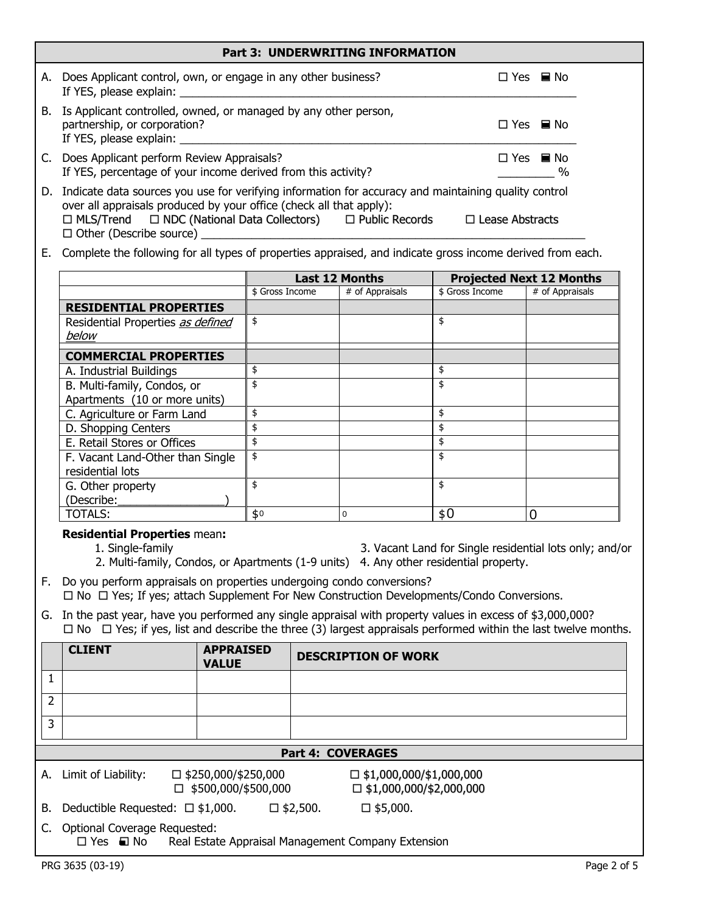## Part 3: UNDERWRITING INFORMATION

A. Does Applicant control, own, or engage in any other business? ☐ Yes ■ No
If YES, please explain: ___________________________________________

B. Is Applicant controlled, owned, or managed by any other person, partnership, or corporation? ☐ Yes ■ No
If YES, please explain: ___________________________________________

C. Does Applicant perform Review Appraisals? ☐ Yes ■ No
If YES, percentage of your income derived from this activity? _________ %

D. Indicate data sources you use for verifying information for accuracy and maintaining quality control over all appraisals produced by your office (check all that apply):
☐ MLS/Trend ☐ NDC (National Data Collectors) ☐ Public Records ☐ Lease Abstracts
☐ Other (Describe source) ___________________________________________

E. Complete the following for all types of properties appraised, and indicate gross income derived from each.

| | Last 12 Months | | Projected Next 12 Months | |
|---|---|---|---|---|
| | $ Gross Income | # of Appraisals | $ Gross Income | # of Appraisals |
| **RESIDENTIAL PROPERTIES** | | | | |
| Residential Properties *as defined below* | $ | | $ | |
| **COMMERCIAL PROPERTIES** | | | | |
| A. Industrial Buildings | $ | | $ | |
| B. Multi-family, Condos, or Apartments (10 or more units) | $ | | $ | |
| C. Agriculture or Farm Land | $ | | $ | |
| D. Shopping Centers | $ | | $ | |
| E. Retail Stores or Offices | $ | | $ | |
| F. Vacant Land-Other than Single residential lots | $ | | $ | |
| G. Other property (Describe:_________________) | $ | | $ | |
| TOTALS: | $0 | 0 | $0 | 0 |

**Residential Properties** mean**:**

1. Single-family
2. Multi-family, Condos, or Apartments (1-9 units)
3. Vacant Land for Single residential lots only; and/or
4. Any other residential property.

F. Do you perform appraisals on properties undergoing condo conversions?
☐ No ☐ Yes; If yes; attach Supplement For New Construction Developments/Condo Conversions.

G. In the past year, have you performed any single appraisal with property values in excess of $3,000,000?
☐ No ☐ Yes; if yes, list and describe the three (3) largest appraisals performed within the last twelve months.

| | CLIENT | APPRAISED VALUE | DESCRIPTION OF WORK |
|---|---|---|---|
| 1 | | | |
| 2 | | | |
| 3 | | | |

## Part 4: COVERAGES

A. Limit of Liability: ☐ $250,000/$250,000 ☐ $500,000/$500,000 ☐ $1,000,000/$1,000,000 ☐ $1,000,000/$2,000,000

B. Deductible Requested: ☐ $1,000. ☐ $2,500. ☐ $5,000.

C. Optional Coverage Requested:
☐ Yes ■ No Real Estate Appraisal Management Company Extension

PRG 3635 (03-19)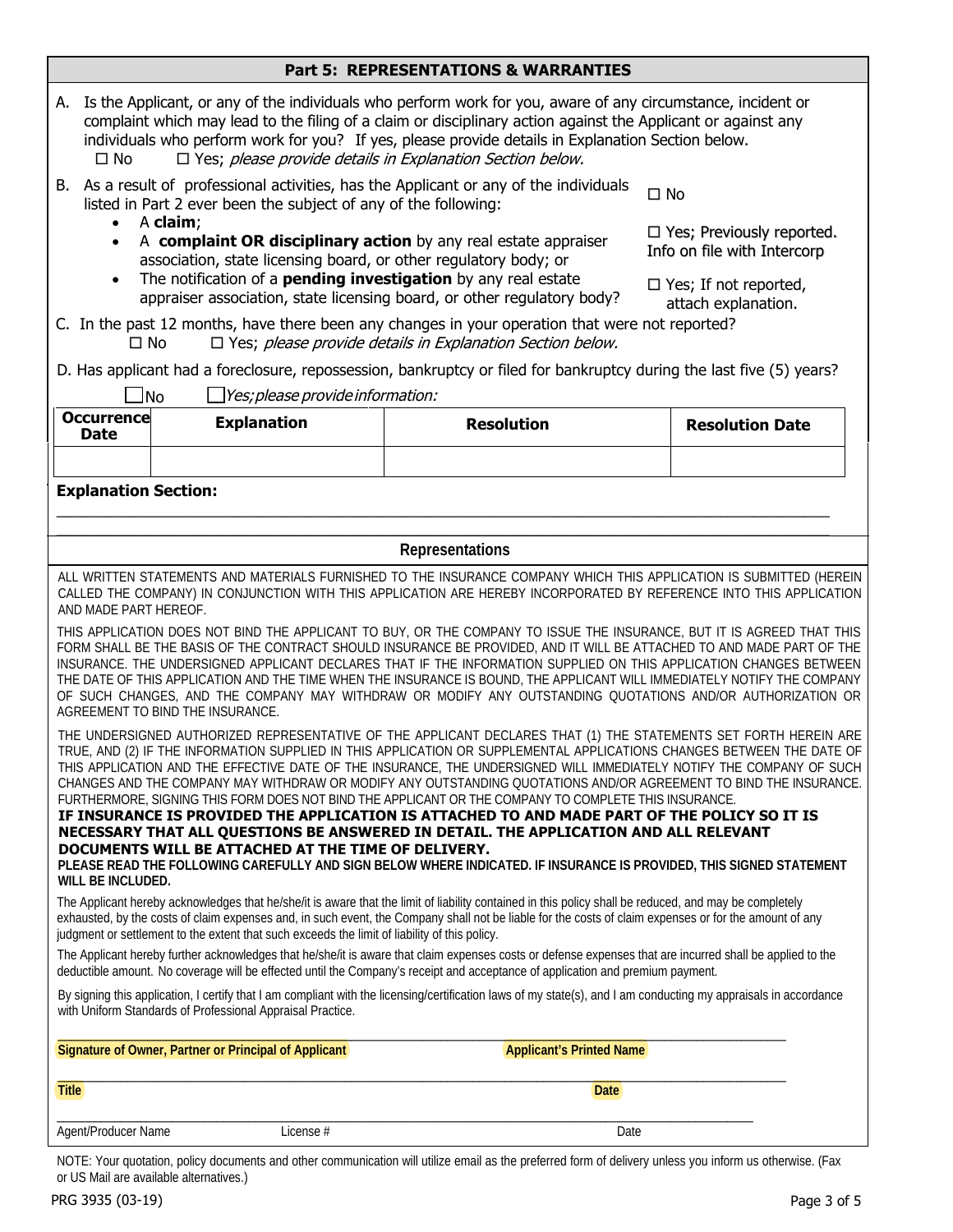## Part 5: REPRESENTATIONS & WARRANTIES

A. Is the Applicant, or any of the individuals who perform work for you, aware of any circumstance, incident or complaint which may lead to the filing of a claim or disciplinary action against the Applicant or against any individuals who perform work for you? If yes, please provide details in Explanation Section below.

☐ No ☐ Yes; *please provide details in Explanation Section below.*

B. As a result of professional activities, has the Applicant or any of the individuals listed in Part 2 ever been the subject of any of the following:

- A **claim**;
- A **complaint OR disciplinary action** by any real estate appraiser association, state licensing board, or other regulatory body; or
- The notification of a **pending investigation** by any real estate appraiser association, state licensing board, or other regulatory body?

☐ No

☐ Yes; Previously reported. Info on file with Intercorp

☐ Yes; If not reported, attach explanation.

C. In the past 12 months, have there been any changes in your operation that were not reported?

☐ No ☐ Yes; *please provide details in Explanation Section below.*

D. Has applicant had a foreclosure, repossession, bankruptcy or filed for bankruptcy during the last five (5) years?

☐ No ☐ *Yes; please provide information:*

| Occurrence Date | Explanation | Resolution | Resolution Date |
|---|---|---|---|
| | | | |

**Explanation Section:**

_______________________________________________________________________________

### Representations

ALL WRITTEN STATEMENTS AND MATERIALS FURNISHED TO THE INSURANCE COMPANY WHICH THIS APPLICATION IS SUBMITTED (HEREIN CALLED THE COMPANY) IN CONJUNCTION WITH THIS APPLICATION ARE HEREBY INCORPORATED BY REFERENCE INTO THIS APPLICATION AND MADE PART HEREOF.

THIS APPLICATION DOES NOT BIND THE APPLICANT TO BUY, OR THE COMPANY TO ISSUE THE INSURANCE, BUT IT IS AGREED THAT THIS FORM SHALL BE THE BASIS OF THE CONTRACT SHOULD INSURANCE BE PROVIDED, AND IT WILL BE ATTACHED TO AND MADE PART OF THE INSURANCE. THE UNDERSIGNED APPLICANT DECLARES THAT IF THE INFORMATION SUPPLIED ON THIS APPLICATION CHANGES BETWEEN THE DATE OF THIS APPLICATION AND THE TIME WHEN THE INSURANCE IS BOUND, THE APPLICANT WILL IMMEDIATELY NOTIFY THE COMPANY OF SUCH CHANGES, AND THE COMPANY MAY WITHDRAW OR MODIFY ANY OUTSTANDING QUOTATIONS AND/OR AUTHORIZATION OR AGREEMENT TO BIND THE INSURANCE.

THE UNDERSIGNED AUTHORIZED REPRESENTATIVE OF THE APPLICANT DECLARES THAT (1) THE STATEMENTS SET FORTH HEREIN ARE TRUE, AND (2) IF THE INFORMATION SUPPLIED IN THIS APPLICATION OR SUPPLEMENTAL APPLICATIONS CHANGES BETWEEN THE DATE OF THIS APPLICATION AND THE EFFECTIVE DATE OF THE INSURANCE, THE UNDERSIGNED WILL IMMEDIATELY NOTIFY THE COMPANY OF SUCH CHANGES AND THE COMPANY MAY WITHDRAW OR MODIFY ANY OUTSTANDING QUOTATIONS AND/OR AGREEMENT TO BIND THE INSURANCE. FURTHERMORE, SIGNING THIS FORM DOES NOT BIND THE APPLICANT OR THE COMPANY TO COMPLETE THIS INSURANCE.

**IF INSURANCE IS PROVIDED THE APPLICATION IS ATTACHED TO AND MADE PART OF THE POLICY SO IT IS NECESSARY THAT ALL QUESTIONS BE ANSWERED IN DETAIL. THE APPLICATION AND ALL RELEVANT DOCUMENTS WILL BE ATTACHED AT THE TIME OF DELIVERY.**

**PLEASE READ THE FOLLOWING CAREFULLY AND SIGN BELOW WHERE INDICATED. IF INSURANCE IS PROVIDED, THIS SIGNED STATEMENT WILL BE INCLUDED.**

The Applicant hereby acknowledges that he/she/it is aware that the limit of liability contained in this policy shall be reduced, and may be completely exhausted, by the costs of claim expenses and, in such event, the Company shall not be liable for the costs of claim expenses or for the amount of any judgment or settlement to the extent that such exceeds the limit of liability of this policy.

The Applicant hereby further acknowledges that he/she/it is aware that claim expenses costs or defense expenses that are incurred shall be applied to the deductible amount. No coverage will be effected until the Company's receipt and acceptance of application and premium payment.

By signing this application, I certify that I am compliant with the licensing/certification laws of my state(s), and I am conducting my appraisals in accordance with Uniform Standards of Professional Appraisal Practice.

_______________________________________________________________________________

**Signature of Owner, Partner or Principal of Applicant** **Applicant's Printed Name**

_______________________________________________________________________________

**Title** **Date**

_______________________________________________________________________________

Agent/Producer Name License # Date

NOTE: Your quotation, policy documents and other communication will utilize email as the preferred form of delivery unless you inform us otherwise. (Fax or US Mail are available alternatives.)

PRG 3935 (03-19)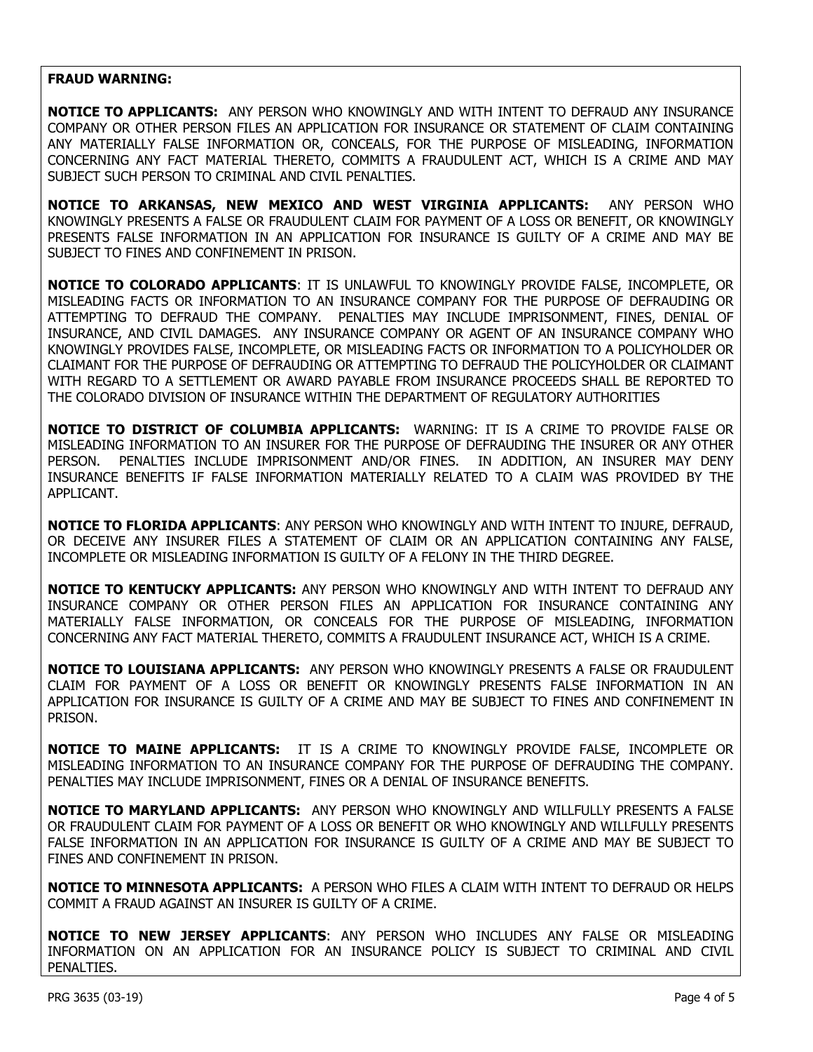**FRAUD WARNING:**

**NOTICE TO APPLICANTS:** ANY PERSON WHO KNOWINGLY AND WITH INTENT TO DEFRAUD ANY INSURANCE COMPANY OR OTHER PERSON FILES AN APPLICATION FOR INSURANCE OR STATEMENT OF CLAIM CONTAINING ANY MATERIALLY FALSE INFORMATION OR, CONCEALS, FOR THE PURPOSE OF MISLEADING, INFORMATION CONCERNING ANY FACT MATERIAL THERETO, COMMITS A FRAUDULENT ACT, WHICH IS A CRIME AND MAY SUBJECT SUCH PERSON TO CRIMINAL AND CIVIL PENALTIES.

**NOTICE TO ARKANSAS, NEW MEXICO AND WEST VIRGINIA APPLICANTS:** ANY PERSON WHO KNOWINGLY PRESENTS A FALSE OR FRAUDULENT CLAIM FOR PAYMENT OF A LOSS OR BENEFIT, OR KNOWINGLY PRESENTS FALSE INFORMATION IN AN APPLICATION FOR INSURANCE IS GUILTY OF A CRIME AND MAY BE SUBJECT TO FINES AND CONFINEMENT IN PRISON.

**NOTICE TO COLORADO APPLICANTS**: IT IS UNLAWFUL TO KNOWINGLY PROVIDE FALSE, INCOMPLETE, OR MISLEADING FACTS OR INFORMATION TO AN INSURANCE COMPANY FOR THE PURPOSE OF DEFRAUDING OR ATTEMPTING TO DEFRAUD THE COMPANY. PENALTIES MAY INCLUDE IMPRISONMENT, FINES, DENIAL OF INSURANCE, AND CIVIL DAMAGES. ANY INSURANCE COMPANY OR AGENT OF AN INSURANCE COMPANY WHO KNOWINGLY PROVIDES FALSE, INCOMPLETE, OR MISLEADING FACTS OR INFORMATION TO A POLICYHOLDER OR CLAIMANT FOR THE PURPOSE OF DEFRAUDING OR ATTEMPTING TO DEFRAUD THE POLICYHOLDER OR CLAIMANT WITH REGARD TO A SETTLEMENT OR AWARD PAYABLE FROM INSURANCE PROCEEDS SHALL BE REPORTED TO THE COLORADO DIVISION OF INSURANCE WITHIN THE DEPARTMENT OF REGULATORY AUTHORITIES

**NOTICE TO DISTRICT OF COLUMBIA APPLICANTS:** WARNING: IT IS A CRIME TO PROVIDE FALSE OR MISLEADING INFORMATION TO AN INSURER FOR THE PURPOSE OF DEFRAUDING THE INSURER OR ANY OTHER PERSON. PENALTIES INCLUDE IMPRISONMENT AND/OR FINES. IN ADDITION, AN INSURER MAY DENY INSURANCE BENEFITS IF FALSE INFORMATION MATERIALLY RELATED TO A CLAIM WAS PROVIDED BY THE APPLICANT.

**NOTICE TO FLORIDA APPLICANTS**: ANY PERSON WHO KNOWINGLY AND WITH INTENT TO INJURE, DEFRAUD, OR DECEIVE ANY INSURER FILES A STATEMENT OF CLAIM OR AN APPLICATION CONTAINING ANY FALSE, INCOMPLETE OR MISLEADING INFORMATION IS GUILTY OF A FELONY IN THE THIRD DEGREE.

**NOTICE TO KENTUCKY APPLICANTS:** ANY PERSON WHO KNOWINGLY AND WITH INTENT TO DEFRAUD ANY INSURANCE COMPANY OR OTHER PERSON FILES AN APPLICATION FOR INSURANCE CONTAINING ANY MATERIALLY FALSE INFORMATION, OR CONCEALS FOR THE PURPOSE OF MISLEADING, INFORMATION CONCERNING ANY FACT MATERIAL THERETO, COMMITS A FRAUDULENT INSURANCE ACT, WHICH IS A CRIME.

**NOTICE TO LOUISIANA APPLICANTS:** ANY PERSON WHO KNOWINGLY PRESENTS A FALSE OR FRAUDULENT CLAIM FOR PAYMENT OF A LOSS OR BENEFIT OR KNOWINGLY PRESENTS FALSE INFORMATION IN AN APPLICATION FOR INSURANCE IS GUILTY OF A CRIME AND MAY BE SUBJECT TO FINES AND CONFINEMENT IN PRISON.

**NOTICE TO MAINE APPLICANTS:** IT IS A CRIME TO KNOWINGLY PROVIDE FALSE, INCOMPLETE OR MISLEADING INFORMATION TO AN INSURANCE COMPANY FOR THE PURPOSE OF DEFRAUDING THE COMPANY. PENALTIES MAY INCLUDE IMPRISONMENT, FINES OR A DENIAL OF INSURANCE BENEFITS.

**NOTICE TO MARYLAND APPLICANTS:** ANY PERSON WHO KNOWINGLY AND WILLFULLY PRESENTS A FALSE OR FRAUDULENT CLAIM FOR PAYMENT OF A LOSS OR BENEFIT OR WHO KNOWINGLY AND WILLFULLY PRESENTS FALSE INFORMATION IN AN APPLICATION FOR INSURANCE IS GUILTY OF A CRIME AND MAY BE SUBJECT TO FINES AND CONFINEMENT IN PRISON.

**NOTICE TO MINNESOTA APPLICANTS:** A PERSON WHO FILES A CLAIM WITH INTENT TO DEFRAUD OR HELPS COMMIT A FRAUD AGAINST AN INSURER IS GUILTY OF A CRIME.

**NOTICE TO NEW JERSEY APPLICANTS**: ANY PERSON WHO INCLUDES ANY FALSE OR MISLEADING INFORMATION ON AN APPLICATION FOR AN INSURANCE POLICY IS SUBJECT TO CRIMINAL AND CIVIL PENALTIES.

PRG 3635 (03-19)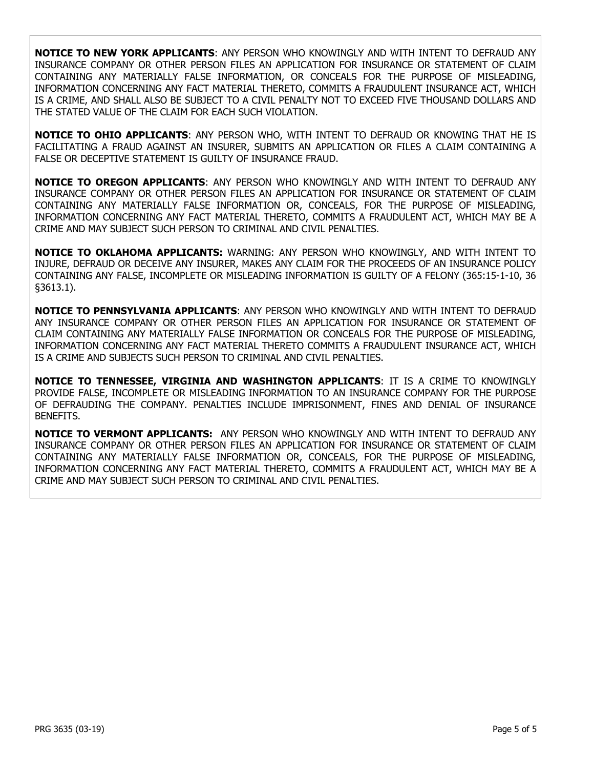**NOTICE TO NEW YORK APPLICANTS**: ANY PERSON WHO KNOWINGLY AND WITH INTENT TO DEFRAUD ANY INSURANCE COMPANY OR OTHER PERSON FILES AN APPLICATION FOR INSURANCE OR STATEMENT OF CLAIM CONTAINING ANY MATERIALLY FALSE INFORMATION, OR CONCEALS FOR THE PURPOSE OF MISLEADING, INFORMATION CONCERNING ANY FACT MATERIAL THERETO, COMMITS A FRAUDULENT INSURANCE ACT, WHICH IS A CRIME, AND SHALL ALSO BE SUBJECT TO A CIVIL PENALTY NOT TO EXCEED FIVE THOUSAND DOLLARS AND THE STATED VALUE OF THE CLAIM FOR EACH SUCH VIOLATION.

**NOTICE TO OHIO APPLICANTS**: ANY PERSON WHO, WITH INTENT TO DEFRAUD OR KNOWING THAT HE IS FACILITATING A FRAUD AGAINST AN INSURER, SUBMITS AN APPLICATION OR FILES A CLAIM CONTAINING A FALSE OR DECEPTIVE STATEMENT IS GUILTY OF INSURANCE FRAUD.

**NOTICE TO OREGON APPLICANTS**: ANY PERSON WHO KNOWINGLY AND WITH INTENT TO DEFRAUD ANY INSURANCE COMPANY OR OTHER PERSON FILES AN APPLICATION FOR INSURANCE OR STATEMENT OF CLAIM CONTAINING ANY MATERIALLY FALSE INFORMATION OR, CONCEALS, FOR THE PURPOSE OF MISLEADING, INFORMATION CONCERNING ANY FACT MATERIAL THERETO, COMMITS A FRAUDULENT ACT, WHICH MAY BE A CRIME AND MAY SUBJECT SUCH PERSON TO CRIMINAL AND CIVIL PENALTIES.

**NOTICE TO OKLAHOMA APPLICANTS:** WARNING: ANY PERSON WHO KNOWINGLY, AND WITH INTENT TO INJURE, DEFRAUD OR DECEIVE ANY INSURER, MAKES ANY CLAIM FOR THE PROCEEDS OF AN INSURANCE POLICY CONTAINING ANY FALSE, INCOMPLETE OR MISLEADING INFORMATION IS GUILTY OF A FELONY (365:15-1-10, 36 §3613.1).

**NOTICE TO PENNSYLVANIA APPLICANTS**: ANY PERSON WHO KNOWINGLY AND WITH INTENT TO DEFRAUD ANY INSURANCE COMPANY OR OTHER PERSON FILES AN APPLICATION FOR INSURANCE OR STATEMENT OF CLAIM CONTAINING ANY MATERIALLY FALSE INFORMATION OR CONCEALS FOR THE PURPOSE OF MISLEADING, INFORMATION CONCERNING ANY FACT MATERIAL THERETO COMMITS A FRAUDULENT INSURANCE ACT, WHICH IS A CRIME AND SUBJECTS SUCH PERSON TO CRIMINAL AND CIVIL PENALTIES.

**NOTICE TO TENNESSEE, VIRGINIA AND WASHINGTON APPLICANTS**: IT IS A CRIME TO KNOWINGLY PROVIDE FALSE, INCOMPLETE OR MISLEADING INFORMATION TO AN INSURANCE COMPANY FOR THE PURPOSE OF DEFRAUDING THE COMPANY. PENALTIES INCLUDE IMPRISONMENT, FINES AND DENIAL OF INSURANCE BENEFITS.

**NOTICE TO VERMONT APPLICANTS:** ANY PERSON WHO KNOWINGLY AND WITH INTENT TO DEFRAUD ANY INSURANCE COMPANY OR OTHER PERSON FILES AN APPLICATION FOR INSURANCE OR STATEMENT OF CLAIM CONTAINING ANY MATERIALLY FALSE INFORMATION OR, CONCEALS, FOR THE PURPOSE OF MISLEADING, INFORMATION CONCERNING ANY FACT MATERIAL THERETO, COMMITS A FRAUDULENT ACT, WHICH MAY BE A CRIME AND MAY SUBJECT SUCH PERSON TO CRIMINAL AND CIVIL PENALTIES.

PRG 3635 (03-19)